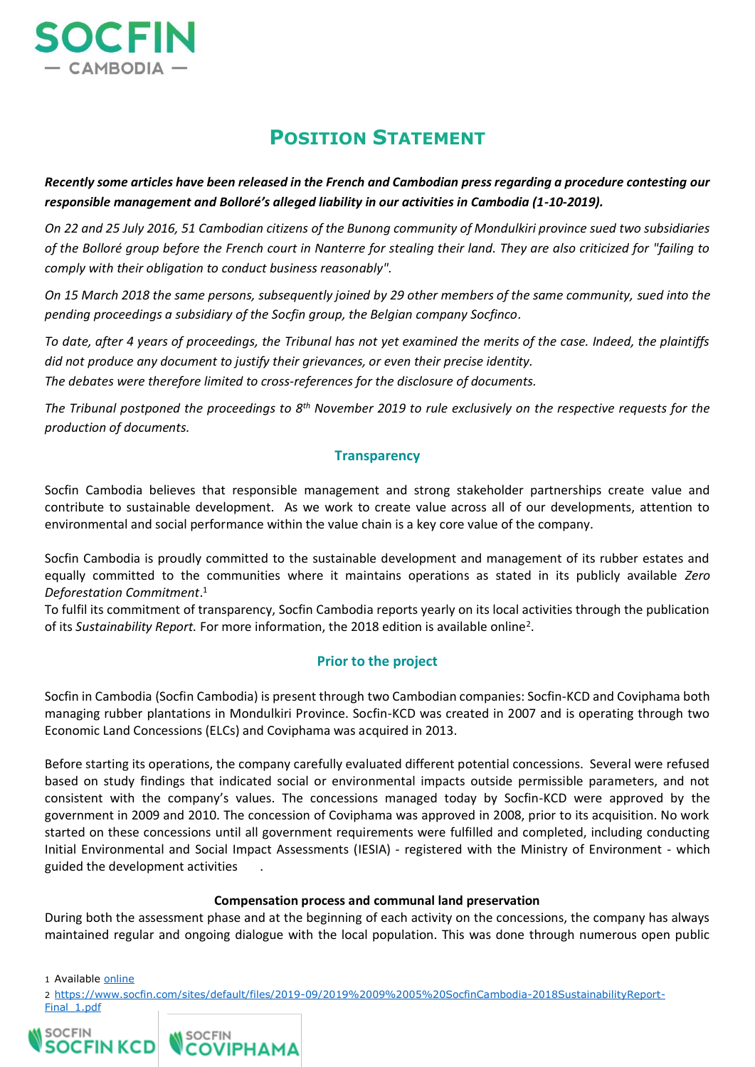SOCFIN
— CAMBODIA —

# Position Statement

***Recently some articles have been released in the French and Cambodian press regarding a procedure contesting our responsible management and Bolloré's alleged liability in our activities in Cambodia (1-10-2019).***

*On 22 and 25 July 2016, 51 Cambodian citizens of the Bunong community of Mondulkiri province sued two subsidiaries of the Bolloré group before the French court in Nanterre for stealing their land. They are also criticized for "failing to comply with their obligation to conduct business reasonably".*

*On 15 March 2018 the same persons, subsequently joined by 29 other members of the same community, sued into the pending proceedings a subsidiary of the Socfin group, the Belgian company Socfinco.*

*To date, after 4 years of proceedings, the Tribunal has not yet examined the merits of the case. Indeed, the plaintiffs did not produce any document to justify their grievances, or even their precise identity.*
*The debates were therefore limited to cross-references for the disclosure of documents.*

*The Tribunal postponed the proceedings to 8th November 2019 to rule exclusively on the respective requests for the production of documents.*

## Transparency

Socfin Cambodia believes that responsible management and strong stakeholder partnerships create value and contribute to sustainable development. As we work to create value across all of our developments, attention to environmental and social performance within the value chain is a key core value of the company.

Socfin Cambodia is proudly committed to the sustainable development and management of its rubber estates and equally committed to the communities where it maintains operations as stated in its publicly available *Zero Deforestation Commitment*.[1]
To fulfil its commitment of transparency, Socfin Cambodia reports yearly on its local activities through the publication of its *Sustainability Report.* For more information, the 2018 edition is available online[2].

## Prior to the project

Socfin in Cambodia (Socfin Cambodia) is present through two Cambodian companies: Socfin-KCD and Coviphama both managing rubber plantations in Mondulkiri Province. Socfin-KCD was created in 2007 and is operating through two Economic Land Concessions (ELCs) and Coviphama was acquired in 2013.

Before starting its operations, the company carefully evaluated different potential concessions. Several were refused based on study findings that indicated social or environmental impacts outside permissible parameters, and not consistent with the company's values. The concessions managed today by Socfin-KCD were approved by the government in 2009 and 2010. The concession of Coviphama was approved in 2008, prior to its acquisition. No work started on these concessions until all government requirements were fulfilled and completed, including conducting Initial Environmental and Social Impact Assessments (IESIA) - registered with the Ministry of Environment - which guided the development activities .

### Compensation process and communal land preservation

During both the assessment phase and at the beginning of each activity on the concessions, the company has always maintained regular and ongoing dialogue with the local population. This was done through numerous open public

---

1 Available online

2 https://www.socfin.com/sites/default/files/2019-09/2019%2009%2005%20SocfinCambodia-2018SustainabilityReport-Final_1.pdf

SOCFIN KCD — SOCFIN COVIPHAMA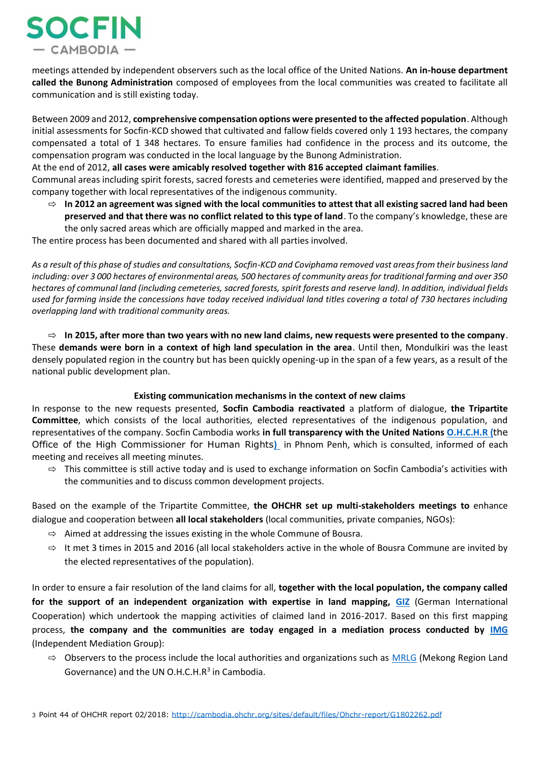meetings attended by independent observers such as the local office of the United Nations. **An in-house department called the Bunong Administration** composed of employees from the local communities was created to facilitate all communication and is still existing today.

Between 2009 and 2012, **comprehensive compensation options were presented to the affected population**. Although initial assessments for Socfin-KCD showed that cultivated and fallow fields covered only 1 193 hectares, the company compensated a total of 1 348 hectares. To ensure families had confidence in the process and its outcome, the compensation program was conducted in the local language by the Bunong Administration.

At the end of 2012, **all cases were amicably resolved together with 816 accepted claimant families**.

Communal areas including spirit forests, sacred forests and cemeteries were identified, mapped and preserved by the company together with local representatives of the indigenous community.

- ⇨ **In 2012 an agreement was signed with the local communities to attest that all existing sacred land had been preserved and that there was no conflict related to this type of land**. To the company's knowledge, these are the only sacred areas which are officially mapped and marked in the area.

The entire process has been documented and shared with all parties involved.

*As a result of this phase of studies and consultations, Socfin-KCD and Coviphama removed vast areas from their business land including: over 3 000 hectares of environmental areas, 500 hectares of community areas for traditional farming and over 350 hectares of communal land (including cemeteries, sacred forests, spirit forests and reserve land). In addition, individual fields used for farming inside the concessions have today received individual land titles covering a total of 730 hectares including overlapping land with traditional community areas.*

⇨ **In 2015, after more than two years with no new land claims, new requests were presented to the company**. These **demands were born in a context of high land speculation in the area**. Until then, Mondulkiri was the least densely populated region in the country but has been quickly opening-up in the span of a few years, as a result of the national public development plan.

### Existing communication mechanisms in the context of new claims

In response to the new requests presented, **Socfin Cambodia reactivated** a platform of dialogue, **the Tripartite Committee**, which consists of the local authorities, elected representatives of the indigenous population, and representatives of the company. Socfin Cambodia works **in full transparency with the United Nations O.H.C.H.R (**the Office of the High Commissioner for Human Rights**)** in Phnom Penh, which is consulted, informed of each meeting and receives all meeting minutes.

- ⇨ This committee is still active today and is used to exchange information on Socfin Cambodia's activities with the communities and to discuss common development projects.

Based on the example of the Tripartite Committee, **the OHCHR set up multi-stakeholders meetings to** enhance dialogue and cooperation between **all local stakeholders** (local communities, private companies, NGOs):

- ⇨ Aimed at addressing the issues existing in the whole Commune of Bousra.
- ⇨ It met 3 times in 2015 and 2016 (all local stakeholders active in the whole of Bousra Commune are invited by the elected representatives of the population).

In order to ensure a fair resolution of the land claims for all, **together with the local population, the company called for the support of an independent organization with expertise in land mapping, GIZ** (German International Cooperation) which undertook the mapping activities of claimed land in 2016-2017. Based on this first mapping process, **the company and the communities are today engaged in a mediation process conducted by IMG** (Independent Mediation Group):

- ⇨ Observers to the process include the local authorities and organizations such as MRLG (Mekong Region Land Governance) and the UN O.H.C.H.R[3] in Cambodia.

[3] Point 44 of OHCHR report 02/2018: http://cambodia.ohchr.org/sites/default/files/Ohchr-report/G1802262.pdf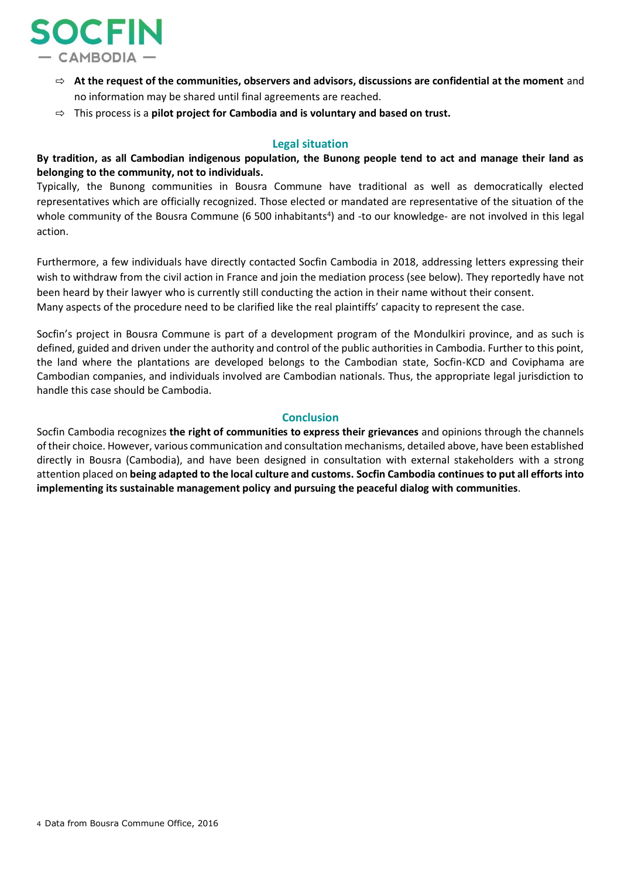- ⇨ **At the request of the communities, observers and advisors, discussions are confidential at the moment** and no information may be shared until final agreements are reached.
- ⇨ This process is a **pilot project for Cambodia and is voluntary and based on trust.**

## Legal situation

**By tradition, as all Cambodian indigenous population, the Bunong people tend to act and manage their land as belonging to the community, not to individuals.**

Typically, the Bunong communities in Bousra Commune have traditional as well as democratically elected representatives which are officially recognized. Those elected or mandated are representative of the situation of the whole community of the Bousra Commune (6 500 inhabitants[4]) and -to our knowledge- are not involved in this legal action.

Furthermore, a few individuals have directly contacted Socfin Cambodia in 2018, addressing letters expressing their wish to withdraw from the civil action in France and join the mediation process (see below). They reportedly have not been heard by their lawyer who is currently still conducting the action in their name without their consent.

Many aspects of the procedure need to be clarified like the real plaintiffs' capacity to represent the case.

Socfin's project in Bousra Commune is part of a development program of the Mondulkiri province, and as such is defined, guided and driven under the authority and control of the public authorities in Cambodia. Further to this point, the land where the plantations are developed belongs to the Cambodian state, Socfin-KCD and Coviphama are Cambodian companies, and individuals involved are Cambodian nationals. Thus, the appropriate legal jurisdiction to handle this case should be Cambodia.

## Conclusion

Socfin Cambodia recognizes **the right of communities to express their grievances** and opinions through the channels of their choice. However, various communication and consultation mechanisms, detailed above, have been established directly in Bousra (Cambodia), and have been designed in consultation with external stakeholders with a strong attention placed on **being adapted to the local culture and customs. Socfin Cambodia continues to put all efforts into implementing its sustainable management policy and pursuing the peaceful dialog with communities**.

[4] Data from Bousra Commune Office, 2016